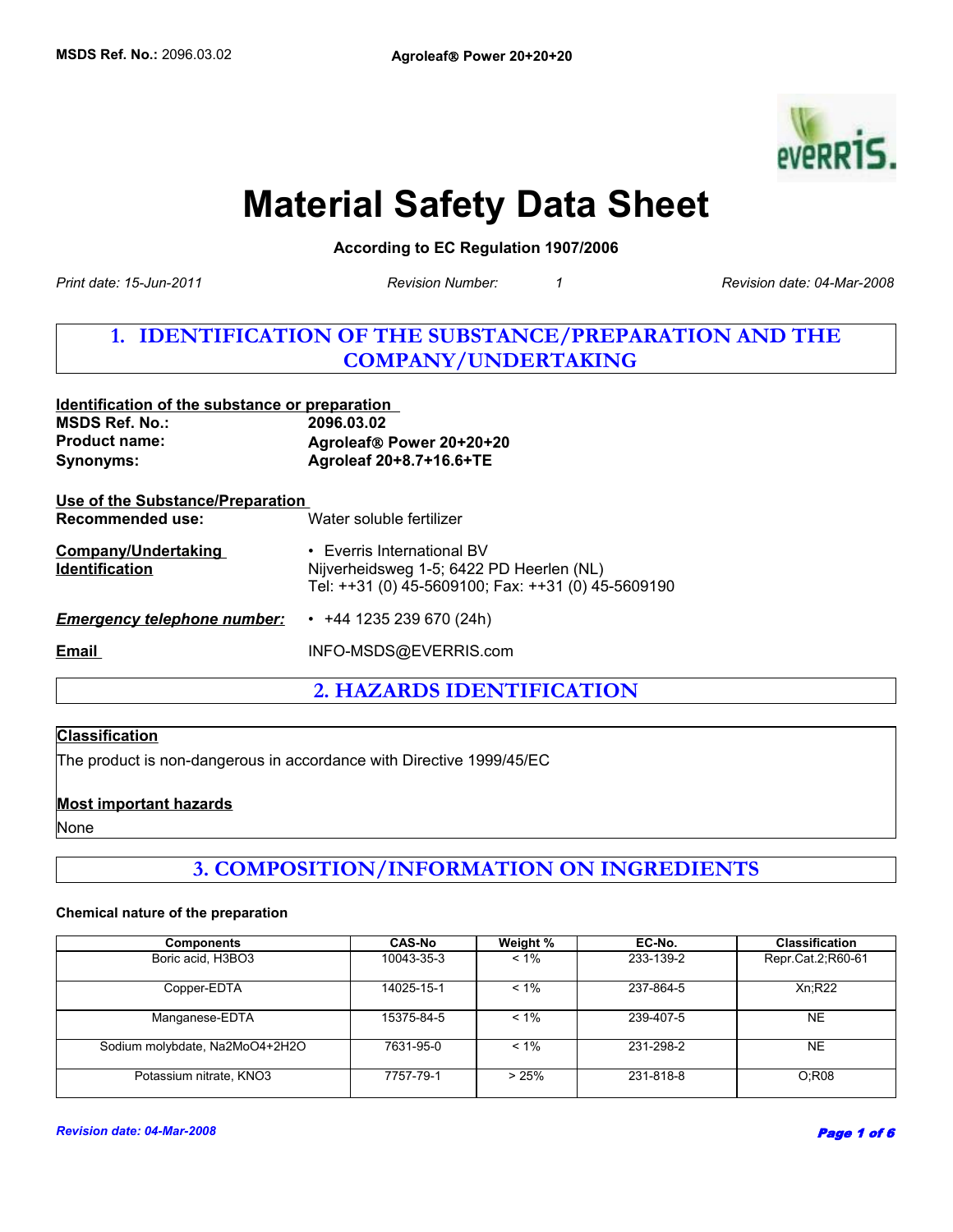# Material Safety Data Sheet

**According to EC Regulation 1907/2006**

*Print date: 15-Jun-2011* *Revision Number: 1* *Revision date: 04-Mar-2008*

## 1. IDENTIFICATION OF THE SUBSTANCE/PREPARATION AND THE COMPANY/UNDERTAKING

**Identification of the substance or preparation**

| | |
|---|---|
| **MSDS Ref. No.:** | **2096.03.02** |
| **Product name:** | **Agroleaf® Power 20+20+20** |
| **Synonyms:** | **Agroleaf 20+8.7+16.6+TE** |

**Use of the Substance/Preparation**

**Recommended use:** Water soluble fertilizer

**Company/Undertaking Identification**

- Everris International BV
  Nijverheidsweg 1-5; 6422 PD Heerlen (NL)
  Tel: ++31 (0) 45-5609100; Fax: ++31 (0) 45-5609190

***Emergency telephone number:***

- +44 1235 239 670 (24h)

**Email** INFO-MSDS@EVERRIS.com

## 2. HAZARDS IDENTIFICATION

**Classification**

The product is non-dangerous in accordance with Directive 1999/45/EC

**Most important hazards**

None

## 3. COMPOSITION/INFORMATION ON INGREDIENTS

**Chemical nature of the preparation**

| Components | CAS-No | Weight % | EC-No. | Classification |
|---|---|---|---|---|
| Boric acid, $H_3BO_3$ | 10043-35-3 | < 1% | 233-139-2 | Repr.Cat.2;R60-61 |
| Copper-EDTA | 14025-15-1 | < 1% | 237-864-5 | Xn;R22 |
| Manganese-EDTA | 15375-84-5 | < 1% | 239-407-5 | NE |
| Sodium molybdate, $Na_2MoO_4 \cdot 2H_2O$ | 7631-95-0 | < 1% | 231-298-2 | NE |
| Potassium nitrate, $KNO_3$ | 7757-79-1 | > 25% | 231-818-8 | O;R08 |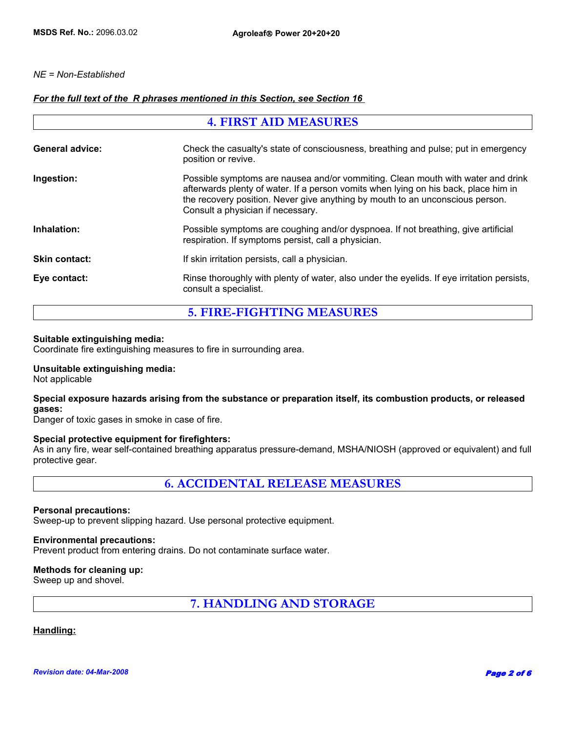*NE = Non-Established*

***For the full text of the  R phrases mentioned in this Section, see Section 16***

## 4. FIRST AID MEASURES

**General advice:** Check the casualty's state of consciousness, breathing and pulse; put in emergency position or revive.

**Ingestion:** Possible symptoms are nausea and/or vommiting. Clean mouth with water and drink afterwards plenty of water. If a person vomits when lying on his back, place him in the recovery position. Never give anything by mouth to an unconscious person. Consult a physician if necessary.

**Inhalation:** Possible symptoms are coughing and/or dyspnoea. If not breathing, give artificial respiration. If symptoms persist, call a physician.

**Skin contact:** If skin irritation persists, call a physician.

**Eye contact:** Rinse thoroughly with plenty of water, also under the eyelids. If eye irritation persists, consult a specialist.

## 5. FIRE-FIGHTING MEASURES

**Suitable extinguishing media:**
Coordinate fire extinguishing measures to fire in surrounding area.

**Unsuitable extinguishing media:**
Not applicable

**Special exposure hazards arising from the substance or preparation itself, its combustion products, or released gases:**
Danger of toxic gases in smoke in case of fire.

**Special protective equipment for firefighters:**
As in any fire, wear self-contained breathing apparatus pressure-demand, MSHA/NIOSH (approved or equivalent) and full protective gear.

## 6. ACCIDENTAL RELEASE MEASURES

**Personal precautions:**
Sweep-up to prevent slipping hazard. Use personal protective equipment.

**Environmental precautions:**
Prevent product from entering drains. Do not contaminate surface water.

**Methods for cleaning up:**
Sweep up and shovel.

## 7. HANDLING AND STORAGE

**Handling:**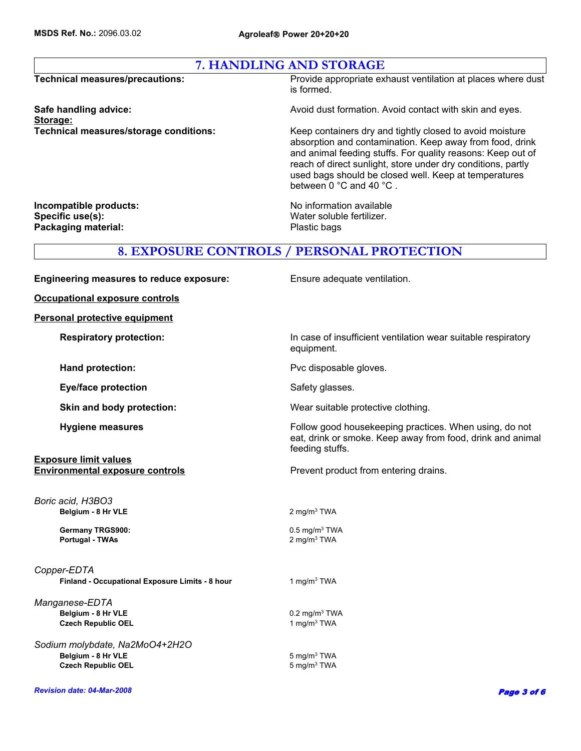## 7. HANDLING AND STORAGE

**Technical measures/precautions:** Provide appropriate exhaust ventilation at places where dust is formed.

**Safe handling advice:** Avoid dust formation. Avoid contact with skin and eyes.

**Storage:**

**Technical measures/storage conditions:** Keep containers dry and tightly closed to avoid moisture absorption and contamination. Keep away from food, drink and animal feeding stuffs. For quality reasons: Keep out of reach of direct sunlight, store under dry conditions, partly used bags should be closed well. Keep at temperatures between 0 °C and 40 °C .

**Incompatible products:** No information available

**Specific use(s):** Water soluble fertilizer.

**Packaging material:** Plastic bags

## 8. EXPOSURE CONTROLS / PERSONAL PROTECTION

**Engineering measures to reduce exposure:** Ensure adequate ventilation.

**Occupational exposure controls**

**Personal protective equipment**

**Respiratory protection:** In case of insufficient ventilation wear suitable respiratory equipment.

**Hand protection:** Pvc disposable gloves.

**Eye/face protection** Safety glasses.

**Skin and body protection:** Wear suitable protective clothing.

**Hygiene measures** Follow good housekeeping practices. When using, do not eat, drink or smoke. Keep away from food, drink and animal feeding stuffs.

**Exposure limit values**

**Environmental exposure controls** Prevent product from entering drains.

*Boric acid, $H_3BO_3$*

| | |
|---|---|
| **Belgium - 8 Hr VLE** | 2 mg/m$^3$ TWA |
| **Germany TRGS900:** | 0.5 mg/m$^3$ TWA |
| **Portugal - TWAs** | 2 mg/m$^3$ TWA |

*Copper-EDTA*

| | |
|---|---|
| **Finland - Occupational Exposure Limits - 8 hour** | 1 mg/m$^3$ TWA |

*Manganese-EDTA*

| | |
|---|---|
| **Belgium - 8 Hr VLE** | 0.2 mg/m$^3$ TWA |
| **Czech Republic OEL** | 1 mg/m$^3$ TWA |

*Sodium molybdate, $Na_2MoO_4{+}2H_2O$*

| | |
|---|---|
| **Belgium - 8 Hr VLE** | 5 mg/m$^3$ TWA |
| **Czech Republic OEL** | 5 mg/m$^3$ TWA |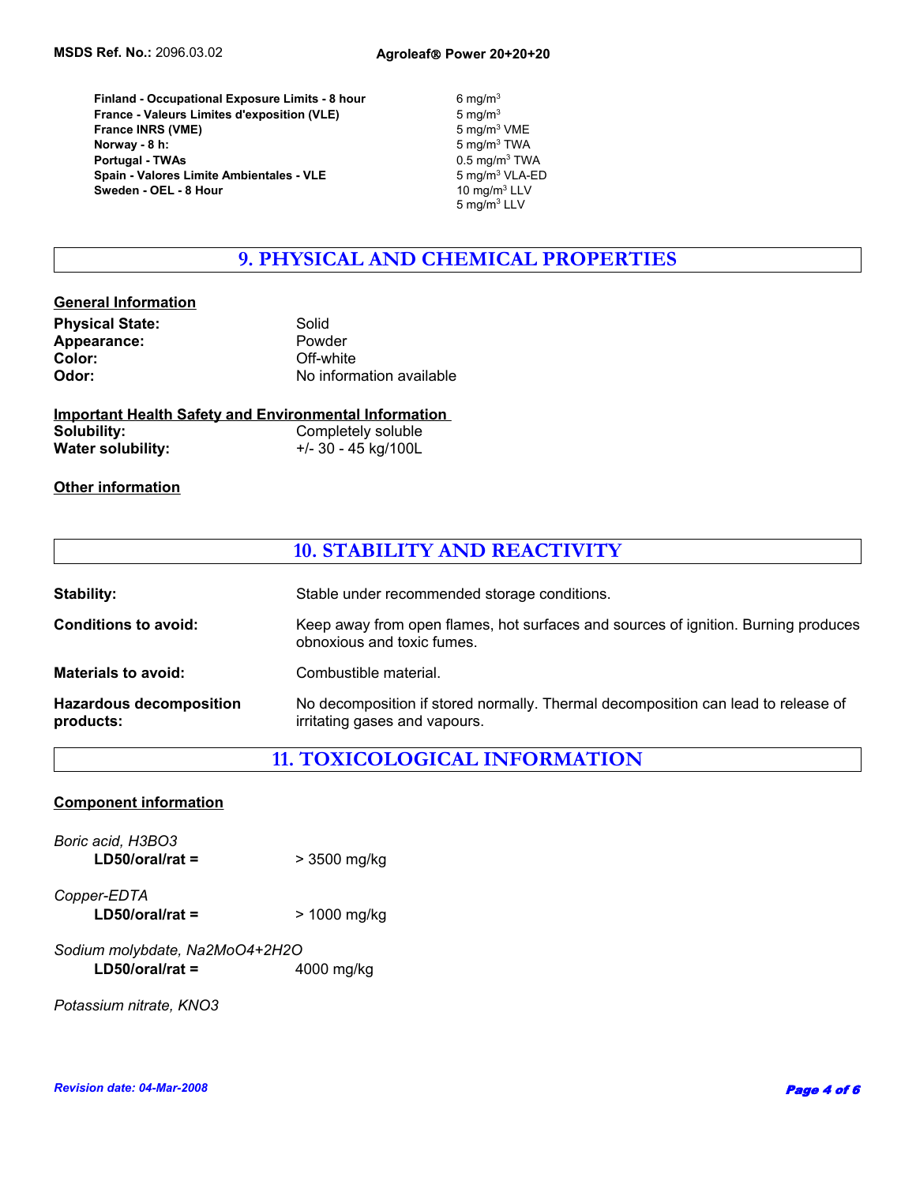| | |
|---|---|
| **Finland - Occupational Exposure Limits - 8 hour** | 6 mg/m³ |
| **France - Valeurs Limites d'exposition (VLE)** | 5 mg/m³ |
| **France INRS (VME)** | 5 mg/m³ VME |
| **Norway - 8 h:** | 5 mg/m³ TWA |
| **Portugal - TWAs** | 0.5 mg/m³ TWA |
| **Spain - Valores Limite Ambientales - VLE** | 5 mg/m³ VLA-ED |
| **Sweden - OEL - 8 Hour** | 10 mg/m³ LLV<br>5 mg/m³ LLV |

## 9. PHYSICAL AND CHEMICAL PROPERTIES

**General Information**

**Physical State:** Solid
**Appearance:** Powder
**Color:** Off-white
**Odor:** No information available

**Important Health Safety and Environmental Information**

**Solubility:** Completely soluble
**Water solubility:** +/- 30 - 45 kg/100L

**Other information**

## 10. STABILITY AND REACTIVITY

**Stability:** Stable under recommended storage conditions.

**Conditions to avoid:** Keep away from open flames, hot surfaces and sources of ignition. Burning produces obnoxious and toxic fumes.

**Materials to avoid:** Combustible material.

**Hazardous decomposition products:** No decomposition if stored normally. Thermal decomposition can lead to release of irritating gases and vapours.

## 11. TOXICOLOGICAL INFORMATION

**Component information**

*Boric acid, H3BO3*
**LD50/oral/rat =** > 3500 mg/kg

*Copper-EDTA*
**LD50/oral/rat =** > 1000 mg/kg

*Sodium molybdate, Na2MoO4+2H2O*
**LD50/oral/rat =** 4000 mg/kg

*Potassium nitrate, KNO3*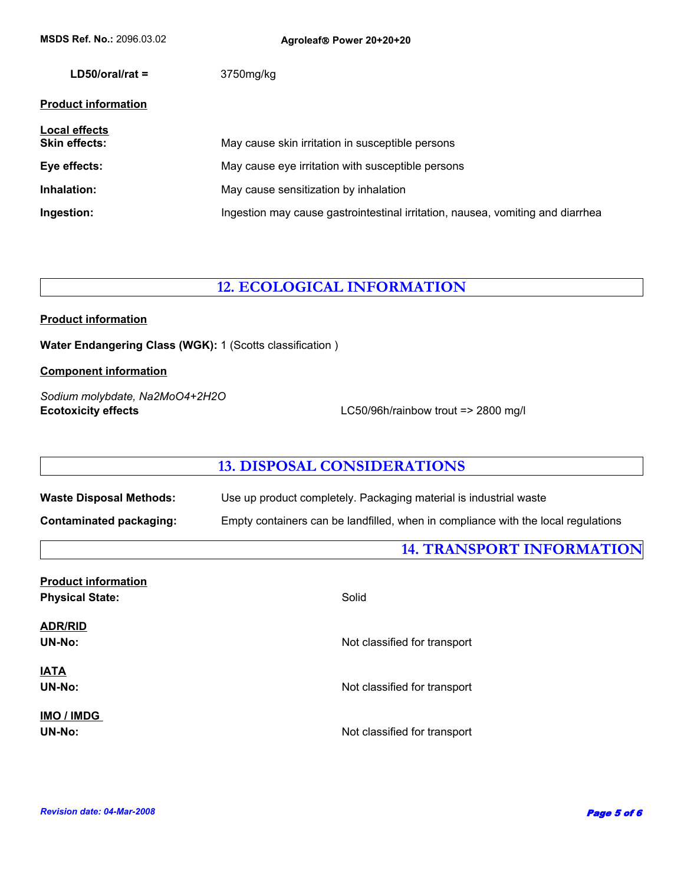**LD50/oral/rat =** 3750mg/kg

**Product information**

**Local effects**

**Skin effects:** May cause skin irritation in susceptible persons

**Eye effects:** May cause eye irritation with susceptible persons

**Inhalation:** May cause sensitization by inhalation

**Ingestion:** Ingestion may cause gastrointestinal irritation, nausea, vomiting and diarrhea

## 12. ECOLOGICAL INFORMATION

**Product information**

**Water Endangering Class (WGK):** 1 (Scotts classification )

**Component information**

*Sodium molybdate, $Na_2MoO_4+2H_2O$*

**Ecotoxicity effects** LC50/96h/rainbow trout => 2800 mg/l

## 13. DISPOSAL CONSIDERATIONS

**Waste Disposal Methods:** Use up product completely. Packaging material is industrial waste

**Contaminated packaging:** Empty containers can be landfilled, when in compliance with the local regulations

## 14. TRANSPORT INFORMATION

**Product information**

**Physical State:** Solid

**ADR/RID**

**UN-No:** Not classified for transport

**IATA**

**UN-No:** Not classified for transport

**IMO / IMDG**

**UN-No:** Not classified for transport

*Revision date: 04-Mar-2008*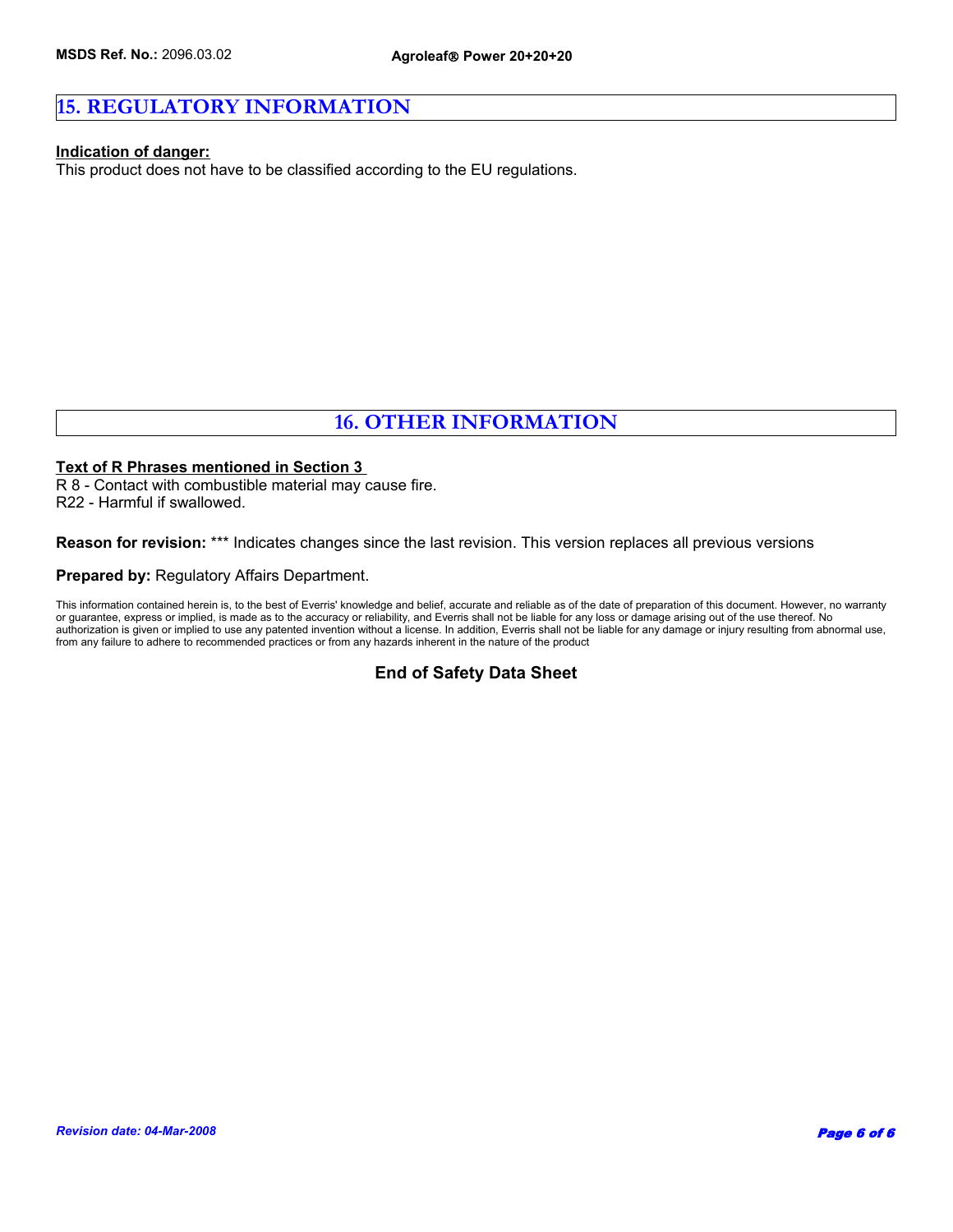## 15. REGULATORY INFORMATION

**Indication of danger:**

This product does not have to be classified according to the EU regulations.

## 16. OTHER INFORMATION

**Text of R Phrases mentioned in Section 3**

R 8 - Contact with combustible material may cause fire.
R22 - Harmful if swallowed.

**Reason for revision:** *** Indicates changes since the last revision. This version replaces all previous versions

**Prepared by:** Regulatory Affairs Department.

This information contained herein is, to the best of Everris' knowledge and belief, accurate and reliable as of the date of preparation of this document. However, no warranty or guarantee, express or implied, is made as to the accuracy or reliability, and Everris shall not be liable for any loss or damage arising out of the use thereof. No authorization is given or implied to use any patented invention without a license. In addition, Everris shall not be liable for any damage or injury resulting from abnormal use, from any failure to adhere to recommended practices or from any hazards inherent in the nature of the product

**End of Safety Data Sheet**